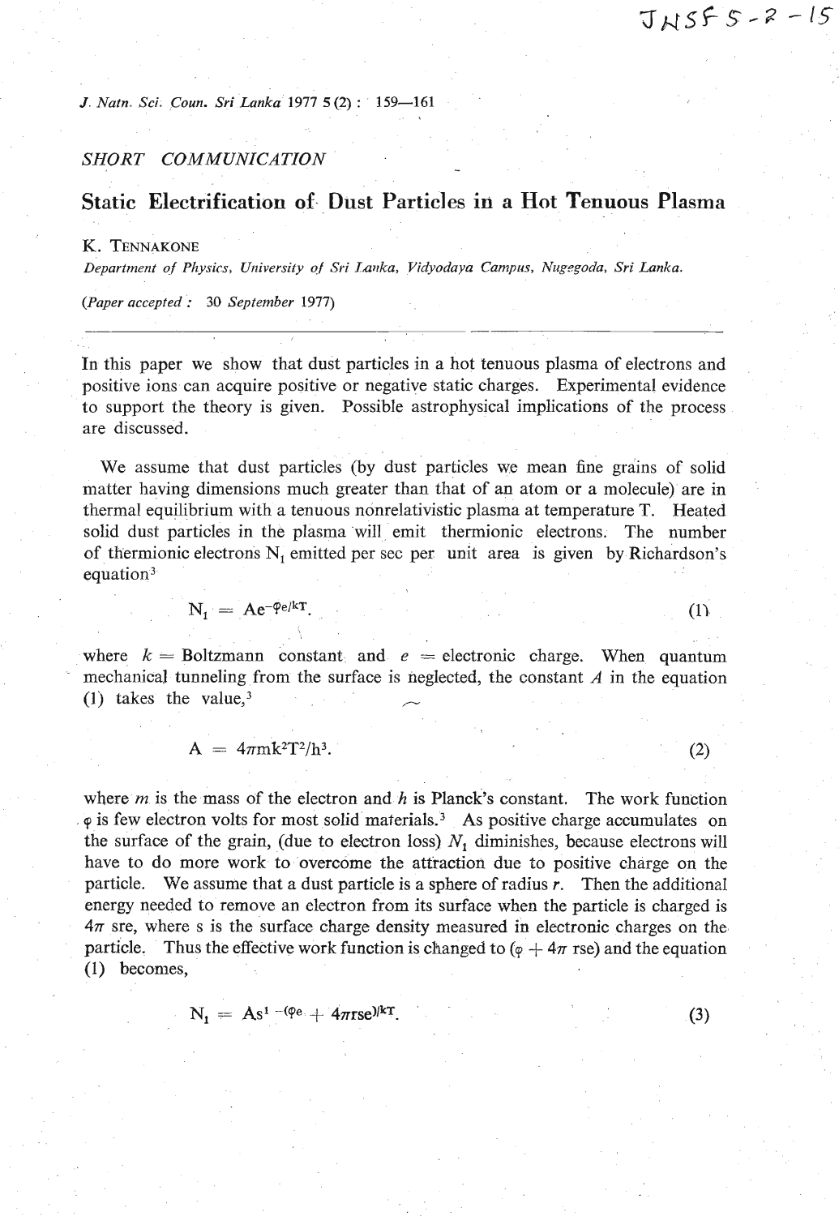*SHORT COMMUNICATION*

# Static Electrification of Dust Particles in a Hot Tenuous Plasma

K. TENNAKONE

*Department of Physics, University of Sri Lanka, Vidyodaya Campus, Nugegoda, Sri Lanka.*

(*Paper accepted* : 30 *September* 1977)

---

In this paper we show that dust particles in a hot tenuous plasma of electrons and positive ions can acquire positive or negative static charges. Experimental evidence to support the theory is given. Possible astrophysical implications of the process are discussed.

We assume that dust particles (by dust particles we mean fine grains of solid matter having dimensions much greater than that of an atom or a molecule) are in thermal equilibrium with a tenuous nonrelativistic plasma at temperature T. Heated solid dust particles in the plasma will emit thermionic electrons. The number of thermionic electrons $N_1$ emitted per sec per unit area is given by Richardson's equation[3]

$$N_1 = Ae^{-\varphi e/kT}. \tag{1}$$

where $k$ = Boltzmann constant and $e$ = electronic charge. When quantum mechanical tunneling from the surface is neglected, the constant $A$ in the equation (1) takes the value,[3]

$$A = 4\pi mk^2T^2/h^3. \tag{2}$$

where $m$ is the mass of the electron and $h$ is Planck's constant. The work function $\varphi$ is few electron volts for most solid materials.[3] As positive charge accumulates on the surface of the grain, (due to electron loss) $N_1$ diminishes, because electrons will have to do more work to overcome the attraction due to positive charge on the particle. We assume that a dust particle is a sphere of radius $r$. Then the additional energy needed to remove an electron from its surface when the particle is charged is $4\pi$ sre, where s is the surface charge density measured in electronic charges on the particle. Thus the effective work function is changed to ($\varphi + 4\pi$ rse) and the equation (1) becomes,

$$N_1 = As^{1 -(\varphi e + 4\pi rse)/kT}. \tag{3}$$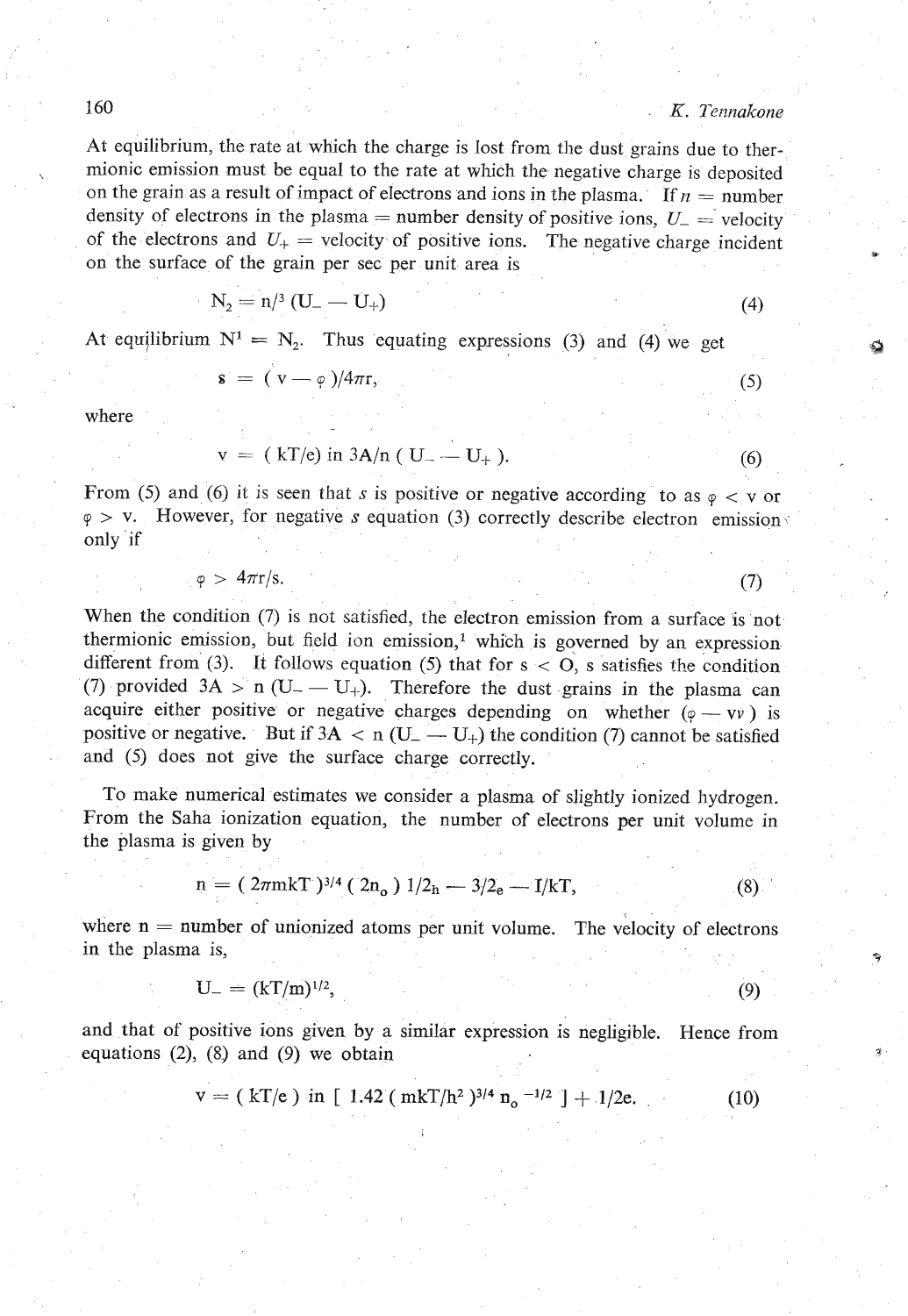At equilibrium, the rate at which the charge is lost from the dust grains due to thermionic emission must be equal to the rate at which the negative charge is deposited on the grain as a result of impact of electrons and ions in the plasma. If $n$ = number density of electrons in the plasma = number density of positive ions, $U_-$ = velocity of the electrons and $U_+$ = velocity of positive ions. The negative charge incident on the surface of the grain per sec per unit area is

$$N_2 = n/^3 (U_- - U_+) \tag{4}$$

At equilibrium $N^1 = N_2$. Thus equating expressions (3) and (4) we get

$$s = (v - \varphi)/4\pi r, \tag{5}$$

where

$$v = (kT/e) \text{ in } 3A/n (U_- - U_+). \tag{6}$$

From (5) and (6) it is seen that $s$ is positive or negative according to as $\varphi < v$ or $\varphi > v$. However, for negative $s$ equation (3) correctly describe electron emission only if

$$\varphi > 4\pi r/s. \tag{7}$$

When the condition (7) is not satisfied, the electron emission from a surface is not thermionic emission, but field ion emission,[1] which is governed by an expression different from (3). It follows equation (5) that for $s < O$, $s$ satisfies the condition (7) provided $3A > n (U_- - U_+)$. Therefore the dust grains in the plasma can acquire either positive or negative charges depending on whether $(\varphi - v\nu)$ is positive or negative. But if $3A < n (U_- - U_+)$ the condition (7) cannot be satisfied and (5) does not give the surface charge correctly.

To make numerical estimates we consider a plasma of slightly ionized hydrogen. From the Saha ionization equation, the number of electrons per unit volume in the plasma is given by

$$n = (2\pi mkT)^{3/4} (2n_o) 1/2h - 3/2e - I/kT, \tag{8}$$

where n = number of unionized atoms per unit volume. The velocity of electrons in the plasma is,

$$U_- = (kT/m)^{1/2}, \tag{9}$$

and that of positive ions given by a similar expression is negligible. Hence from equations (2), (8) and (9) we obtain

$$v = (kT/e) \text{ in } [1.42 (mkT/h^2)^{3/4} n_o^{-1/2}] + 1/2e. \tag{10}$$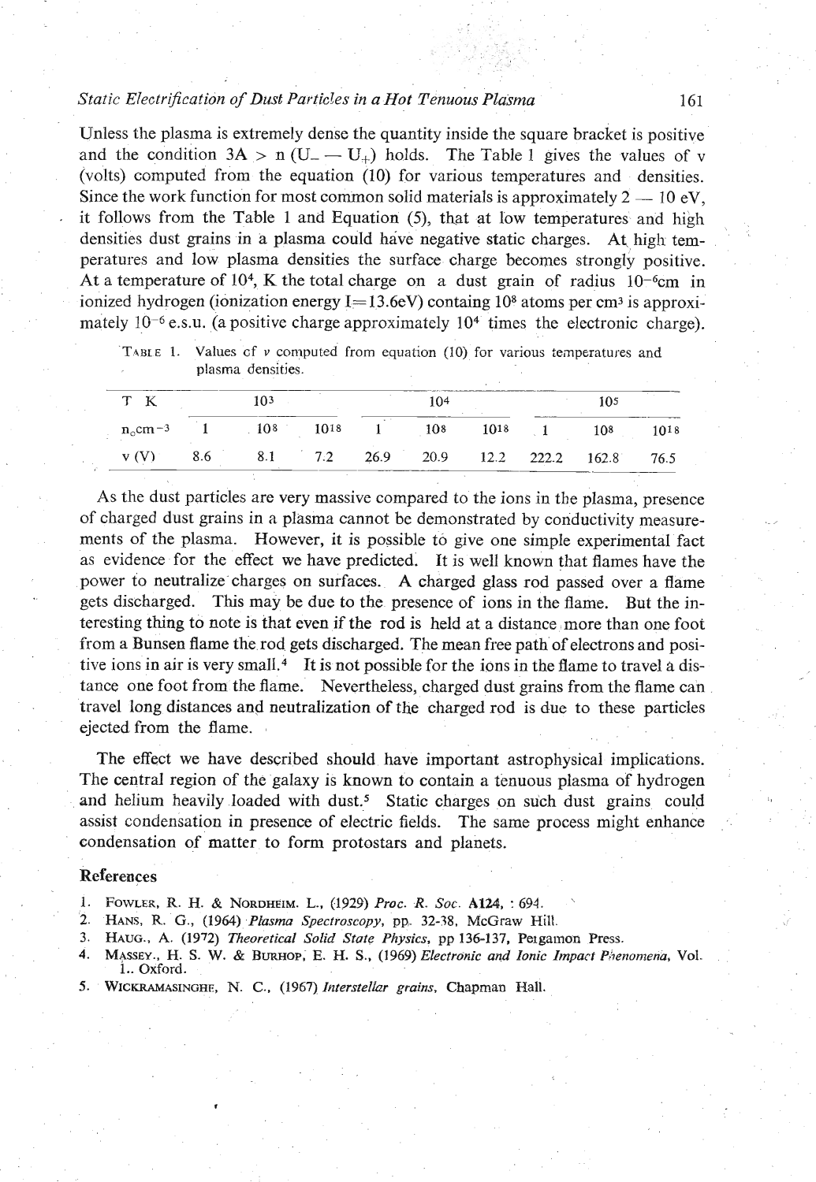Unless the plasma is extremely dense the quantity inside the square bracket is positive and the condition $3A > n(U_- - U_+)$ holds. The Table 1 gives the values of v (volts) computed from the equation (10) for various temperatures and densities. Since the work function for most common solid materials is approximately 2 — 10 eV, it follows from the Table 1 and Equation (5), that at low temperatures and high densities dust grains in a plasma could have negative static charges. At high temperatures and low plasma densities the surface charge becomes strongly positive. At a temperature of $10^4$, K the total charge on a dust grain of radius $10^{-6}$cm in ionized hydrogen (ionization energy I=13.6eV) containg $10^8$ atoms per $cm^3$ is approximately $10^{-6}$ e.s.u. (a positive charge approximately $10^4$ times the electronic charge).

TABLE 1. Values of $v$ computed from equation (10) for various temperatures and plasma densities.

| T K | $10^3$ | | | $10^4$ | | | $10^5$ | | |
|---|---|---|---|---|---|---|---|---|---|
| $n_0 cm^{-3}$ | 1 | $10^8$ | $10^{18}$ | 1 | $10^8$ | $10^{18}$ | 1 | $10^8$ | $10^{18}$ |
| v (V) | 8.6 | 8.1 | 7.2 | 26.9 | 20.9 | 12.2 | 222.2 | 162.8 | 76.5 |

As the dust particles are very massive compared to the ions in the plasma, presence of charged dust grains in a plasma cannot be demonstrated by conductivity measurements of the plasma. However, it is possible to give one simple experimental fact as evidence for the effect we have predicted. It is well known that flames have the power to neutralize charges on surfaces. A charged glass rod passed over a flame gets discharged. This may be due to the presence of ions in the flame. But the interesting thing to note is that even if the rod is held at a distance more than one foot from a Bunsen flame the rod gets discharged. The mean free path of electrons and positive ions in air is very small.[4] It is not possible for the ions in the flame to travel a distance one foot from the flame. Nevertheless, charged dust grains from the flame can travel long distances and neutralization of the charged rod is due to these particles ejected from the flame.

The effect we have described should have important astrophysical implications. The central region of the galaxy is known to contain a tenuous plasma of hydrogen and helium heavily loaded with dust.[5] Static charges on such dust grains could assist condensation in presence of electric fields. The same process might enhance condensation of matter to form protostars and planets.

## References

1. FOWLER, R. H. & NORDHEIM. L., (1929) *Proc. R. Soc.* **A124**, : 694.
2. HANS, R. G., (1964) *Plasma Spectroscopy*, pp. 32-38, McGraw Hill.
3. HAUG., A. (1972) *Theoretical Solid State Physics*, pp 136-137, Pergamon Press.
4. MASSEY., H. S. W. & BURHOP, E. H. S., (1969) *Electronic and Ionic Impact Phenomena*, Vol. 1., Oxford.
5. WICKRAMASINGHE, N. C., (1967) *Interstellar grains*, Chapman Hall.